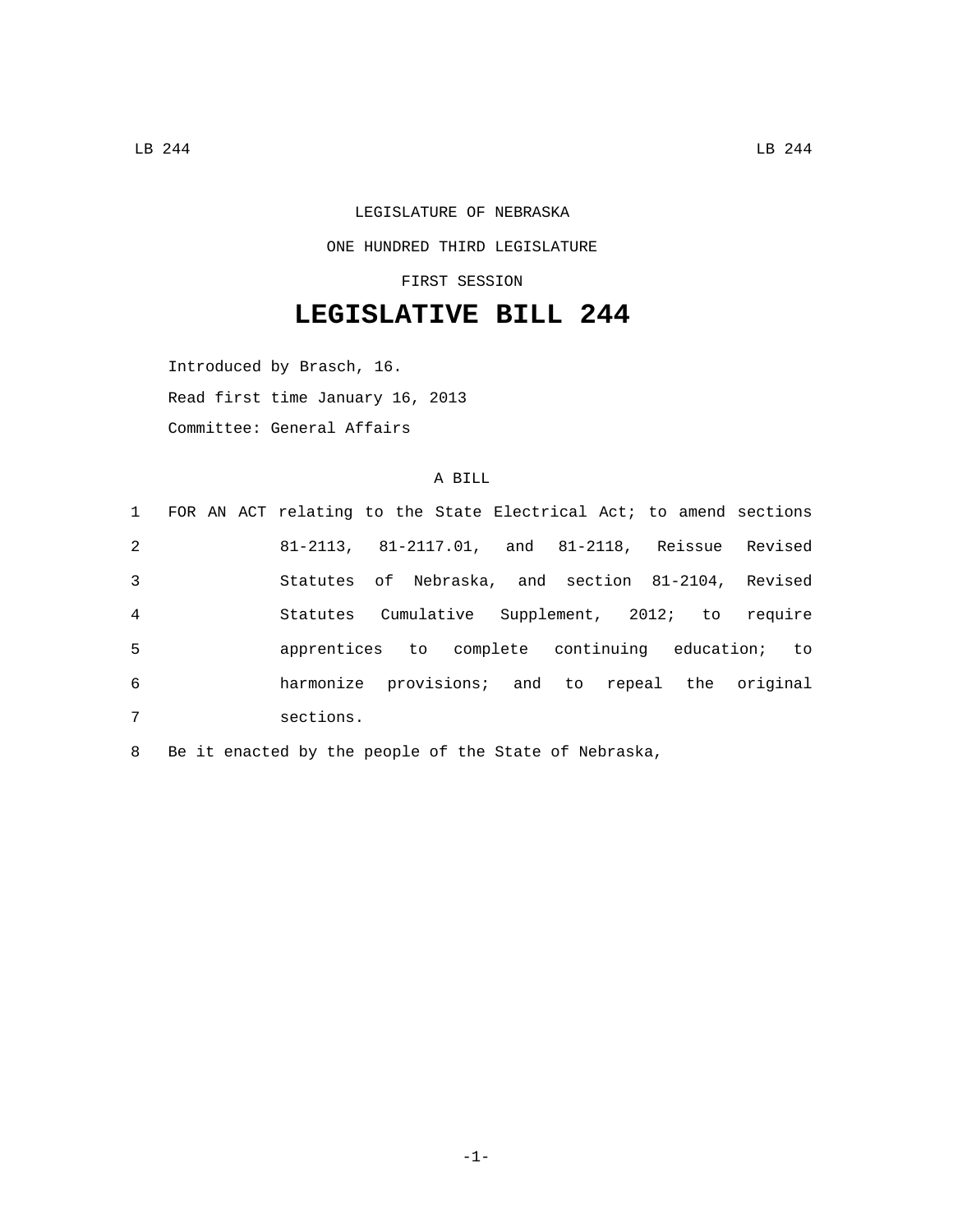LEGISLATURE OF NEBRASKA

ONE HUNDRED THIRD LEGISLATURE

FIRST SESSION

# LEGISLATIVE BILL 244

Introduced by Brasch, 16.

Read first time January 16, 2013

Committee: General Affairs

A BILL

1 FOR AN ACT relating to the State Electrical Act; to amend sections
2 81-2113, 81-2117.01, and 81-2118, Reissue Revised
3 Statutes of Nebraska, and section 81-2104, Revised
4 Statutes Cumulative Supplement, 2012; to require
5 apprentices to complete continuing education; to
6 harmonize provisions; and to repeal the original
7 sections.

8 Be it enacted by the people of the State of Nebraska,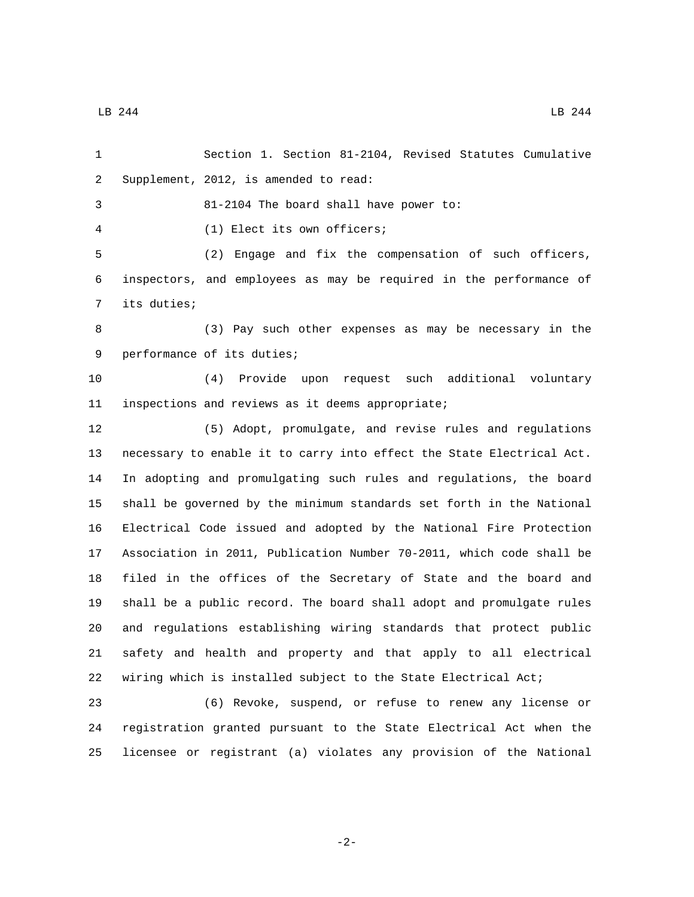Section 1. Section 81-2104, Revised Statutes Cumulative Supplement, 2012, is amended to read:

81-2104 The board shall have power to:

(1) Elect its own officers;

(2) Engage and fix the compensation of such officers, inspectors, and employees as may be required in the performance of its duties;

(3) Pay such other expenses as may be necessary in the performance of its duties;

(4) Provide upon request such additional voluntary inspections and reviews as it deems appropriate;

(5) Adopt, promulgate, and revise rules and regulations necessary to enable it to carry into effect the State Electrical Act. In adopting and promulgating such rules and regulations, the board shall be governed by the minimum standards set forth in the National Electrical Code issued and adopted by the National Fire Protection Association in 2011, Publication Number 70-2011, which code shall be filed in the offices of the Secretary of State and the board and shall be a public record. The board shall adopt and promulgate rules and regulations establishing wiring standards that protect public safety and health and property and that apply to all electrical wiring which is installed subject to the State Electrical Act;

(6) Revoke, suspend, or refuse to renew any license or registration granted pursuant to the State Electrical Act when the licensee or registrant (a) violates any provision of the National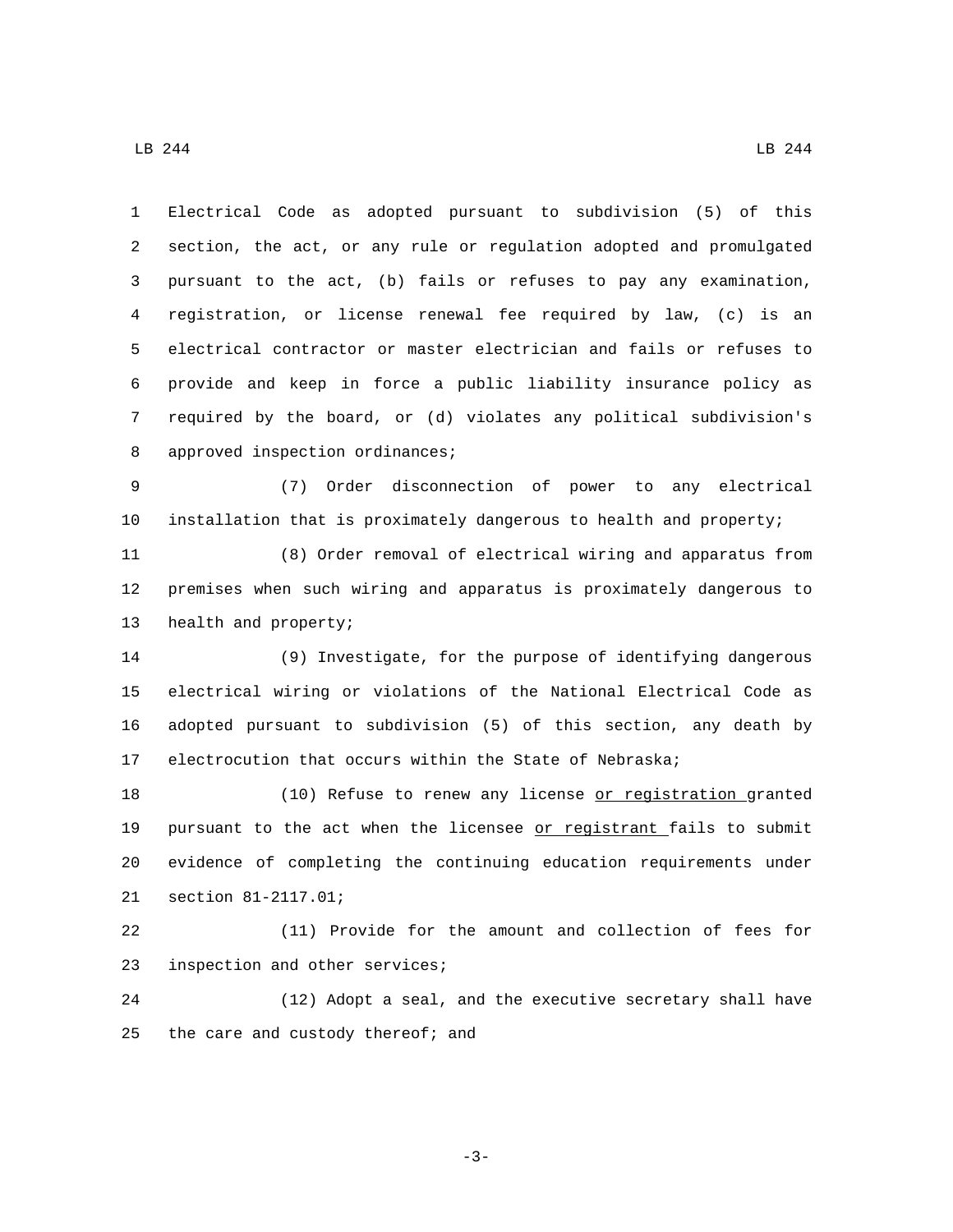Electrical Code as adopted pursuant to subdivision (5) of this section, the act, or any rule or regulation adopted and promulgated pursuant to the act, (b) fails or refuses to pay any examination, registration, or license renewal fee required by law, (c) is an electrical contractor or master electrician and fails or refuses to provide and keep in force a public liability insurance policy as required by the board, or (d) violates any political subdivision's approved inspection ordinances;

(7) Order disconnection of power to any electrical installation that is proximately dangerous to health and property;

(8) Order removal of electrical wiring and apparatus from premises when such wiring and apparatus is proximately dangerous to health and property;

(9) Investigate, for the purpose of identifying dangerous electrical wiring or violations of the National Electrical Code as adopted pursuant to subdivision (5) of this section, any death by electrocution that occurs within the State of Nebraska;

(10) Refuse to renew any license <u>or registration</u> granted pursuant to the act when the licensee <u>or registrant</u> fails to submit evidence of completing the continuing education requirements under section 81-2117.01;

(11) Provide for the amount and collection of fees for inspection and other services;

(12) Adopt a seal, and the executive secretary shall have the care and custody thereof; and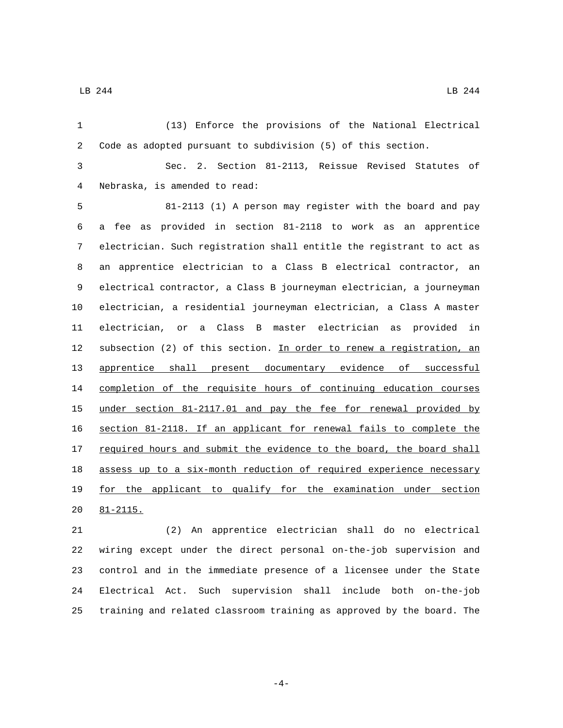(13) Enforce the provisions of the National Electrical Code as adopted pursuant to subdivision (5) of this section.

Sec. 2. Section 81-2113, Reissue Revised Statutes of Nebraska, is amended to read:

81-2113 (1) A person may register with the board and pay a fee as provided in section 81-2118 to work as an apprentice electrician. Such registration shall entitle the registrant to act as an apprentice electrician to a Class B electrical contractor, an electrical contractor, a Class B journeyman electrician, a journeyman electrician, a residential journeyman electrician, a Class A master electrician, or a Class B master electrician as provided in subsection (2) of this section. <u>In order to renew a registration, an apprentice shall present documentary evidence of successful completion of the requisite hours of continuing education courses under section 81-2117.01 and pay the fee for renewal provided by section 81-2118. If an applicant for renewal fails to complete the required hours and submit the evidence to the board, the board shall assess up to a six-month reduction of required experience necessary for the applicant to qualify for the examination under section 81-2115.</u>

(2) An apprentice electrician shall do no electrical wiring except under the direct personal on-the-job supervision and control and in the immediate presence of a licensee under the State Electrical Act. Such supervision shall include both on-the-job training and related classroom training as approved by the board. The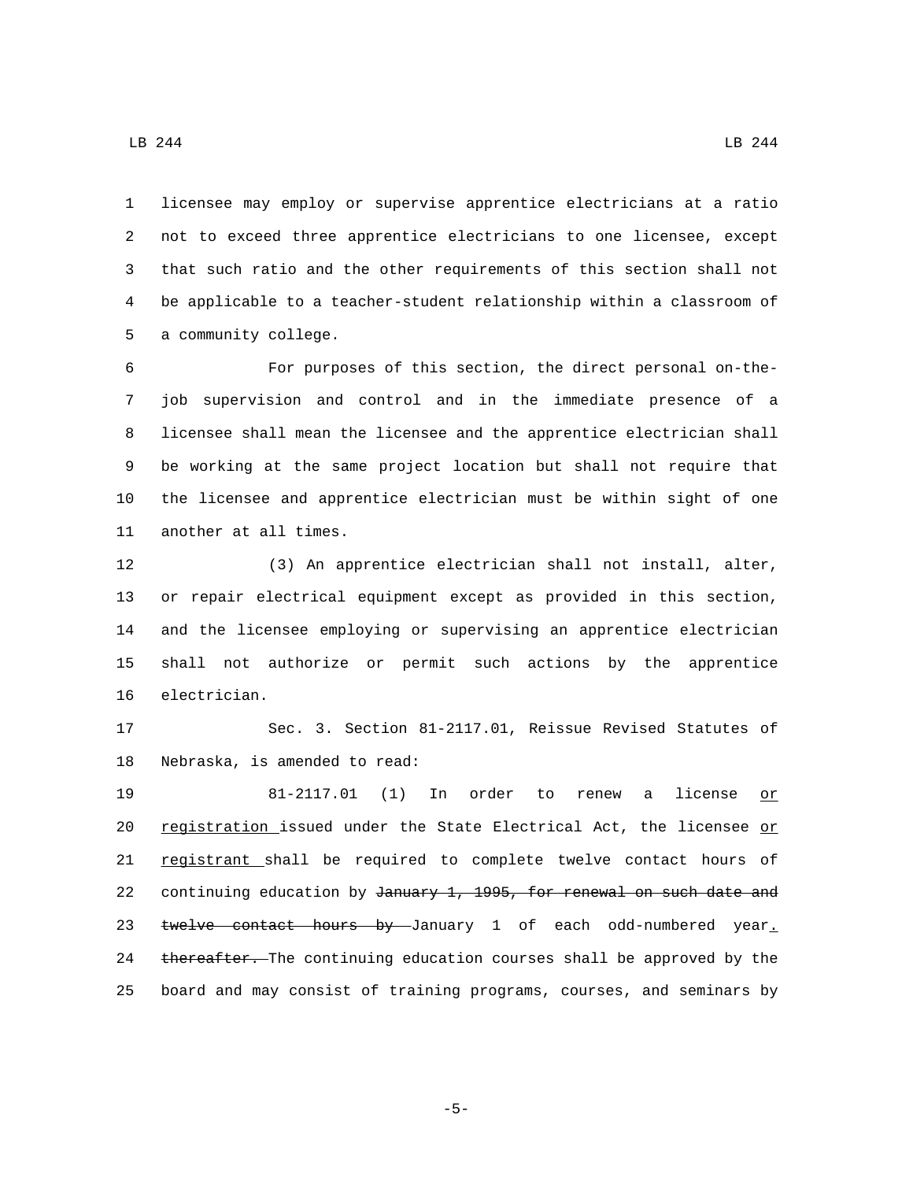licensee may employ or supervise apprentice electricians at a ratio not to exceed three apprentice electricians to one licensee, except that such ratio and the other requirements of this section shall not be applicable to a teacher-student relationship within a classroom of a community college.

For purposes of this section, the direct personal on-the-job supervision and control and in the immediate presence of a licensee shall mean the licensee and the apprentice electrician shall be working at the same project location but shall not require that the licensee and apprentice electrician must be within sight of one another at all times.

(3) An apprentice electrician shall not install, alter, or repair electrical equipment except as provided in this section, and the licensee employing or supervising an apprentice electrician shall not authorize or permit such actions by the apprentice electrician.

Sec. 3. Section 81-2117.01, Reissue Revised Statutes of Nebraska, is amended to read:

81-2117.01 (1) In order to renew a license or registration issued under the State Electrical Act, the licensee or registrant shall be required to complete twelve contact hours of continuing education by ~~January 1, 1995, for renewal on such date and twelve contact hours by~~ January 1 of each odd-numbered year. ~~thereafter.~~ The continuing education courses shall be approved by the board and may consist of training programs, courses, and seminars by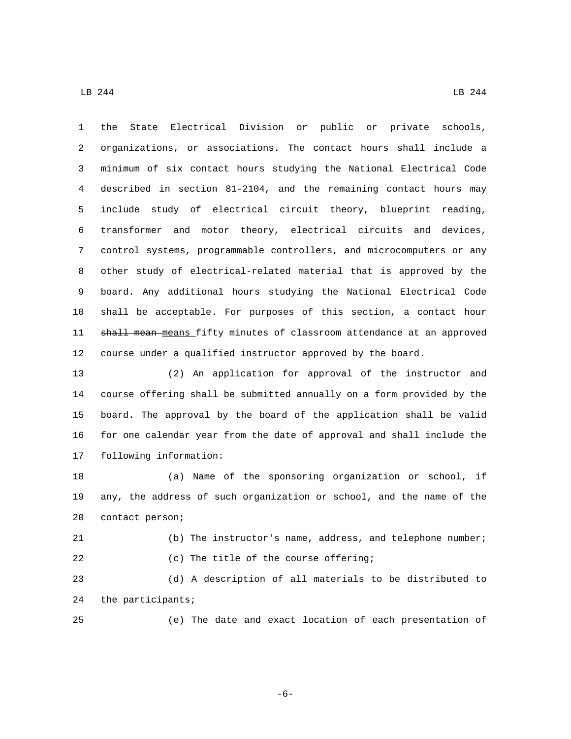the State Electrical Division or public or private schools, organizations, or associations. The contact hours shall include a minimum of six contact hours studying the National Electrical Code described in section 81-2104, and the remaining contact hours may include study of electrical circuit theory, blueprint reading, transformer and motor theory, electrical circuits and devices, control systems, programmable controllers, and microcomputers or any other study of electrical-related material that is approved by the board. Any additional hours studying the National Electrical Code shall be acceptable. For purposes of this section, a contact hour ~~shall mean~~ means fifty minutes of classroom attendance at an approved course under a qualified instructor approved by the board.

(2) An application for approval of the instructor and course offering shall be submitted annually on a form provided by the board. The approval by the board of the application shall be valid for one calendar year from the date of approval and shall include the following information:

(a) Name of the sponsoring organization or school, if any, the address of such organization or school, and the name of the contact person;

(b) The instructor's name, address, and telephone number;

(c) The title of the course offering;

(d) A description of all materials to be distributed to the participants;

(e) The date and exact location of each presentation of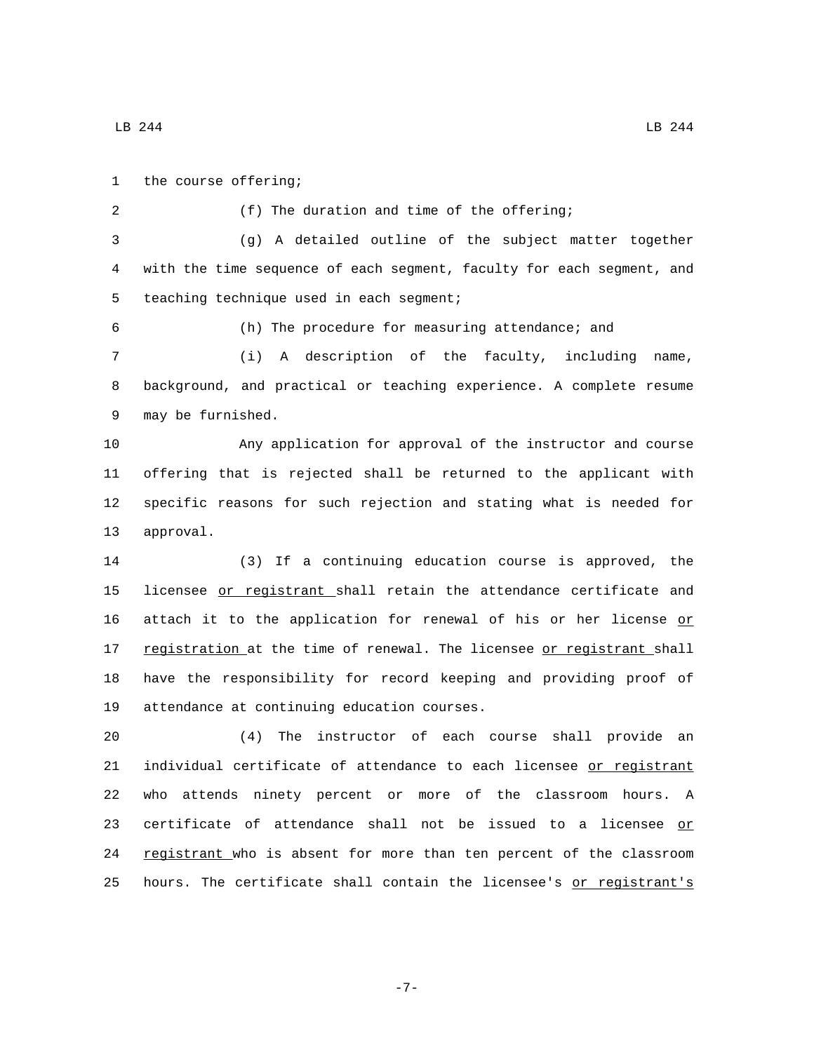the course offering;

(f) The duration and time of the offering;

(g) A detailed outline of the subject matter together with the time sequence of each segment, faculty for each segment, and teaching technique used in each segment;

(h) The procedure for measuring attendance; and

(i) A description of the faculty, including name, background, and practical or teaching experience. A complete resume may be furnished.

Any application for approval of the instructor and course offering that is rejected shall be returned to the applicant with specific reasons for such rejection and stating what is needed for approval.

(3) If a continuing education course is approved, the licensee or registrant shall retain the attendance certificate and attach it to the application for renewal of his or her license or registration at the time of renewal. The licensee or registrant shall have the responsibility for record keeping and providing proof of attendance at continuing education courses.

(4) The instructor of each course shall provide an individual certificate of attendance to each licensee or registrant who attends ninety percent or more of the classroom hours. A certificate of attendance shall not be issued to a licensee or registrant who is absent for more than ten percent of the classroom hours. The certificate shall contain the licensee's or registrant's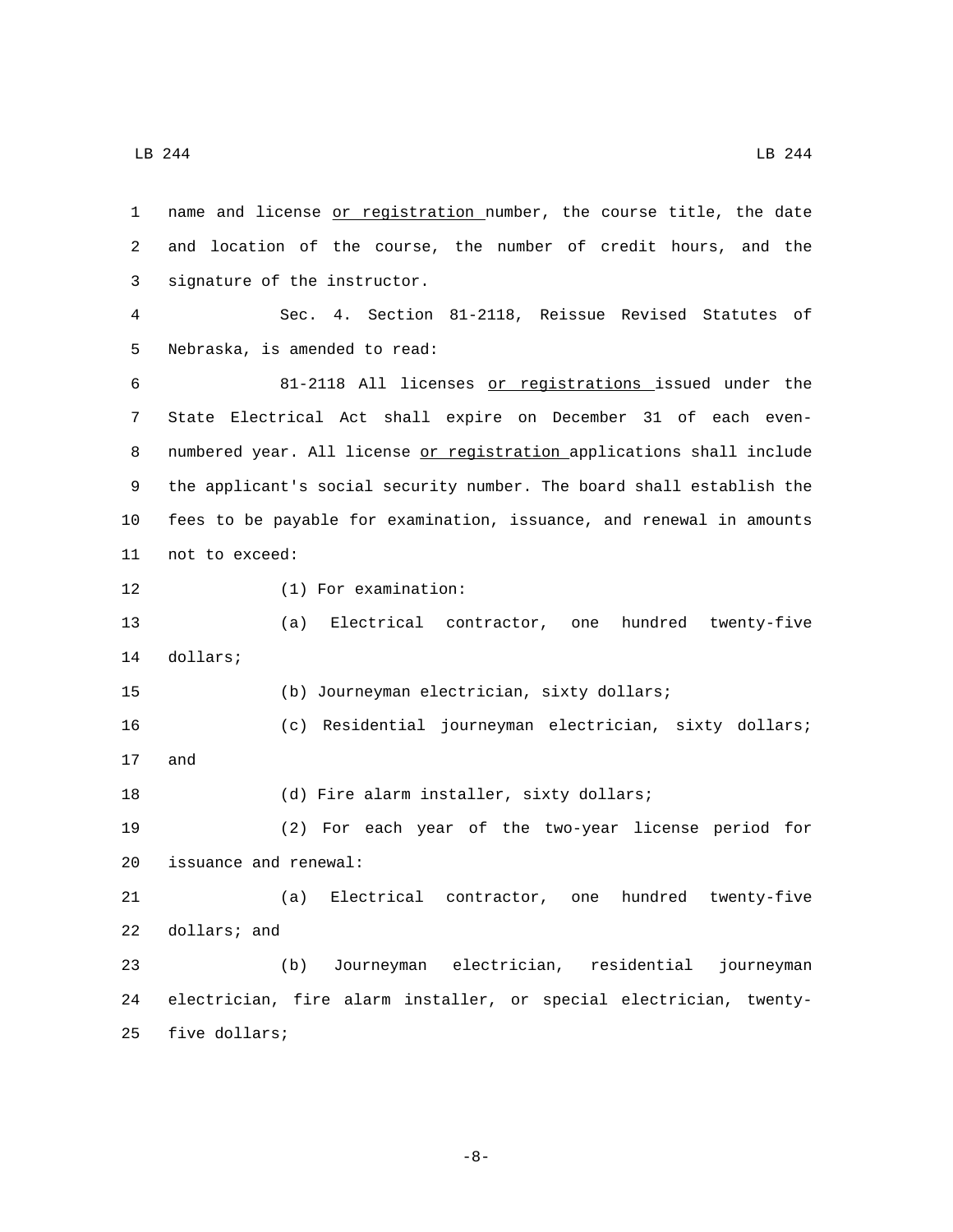name and license <u>or registration</u> number, the course title, the date and location of the course, the number of credit hours, and the signature of the instructor.

Sec. 4. Section 81-2118, Reissue Revised Statutes of Nebraska, is amended to read:

81-2118 All licenses <u>or registrations</u> issued under the State Electrical Act shall expire on December 31 of each even-numbered year. All license <u>or registration</u> applications shall include the applicant's social security number. The board shall establish the fees to be payable for examination, issuance, and renewal in amounts not to exceed:

(1) For examination:

(a) Electrical contractor, one hundred twenty-five dollars;

(b) Journeyman electrician, sixty dollars;

(c) Residential journeyman electrician, sixty dollars; and

(d) Fire alarm installer, sixty dollars;

(2) For each year of the two-year license period for issuance and renewal:

(a) Electrical contractor, one hundred twenty-five dollars; and

(b) Journeyman electrician, residential journeyman electrician, fire alarm installer, or special electrician, twenty-five dollars;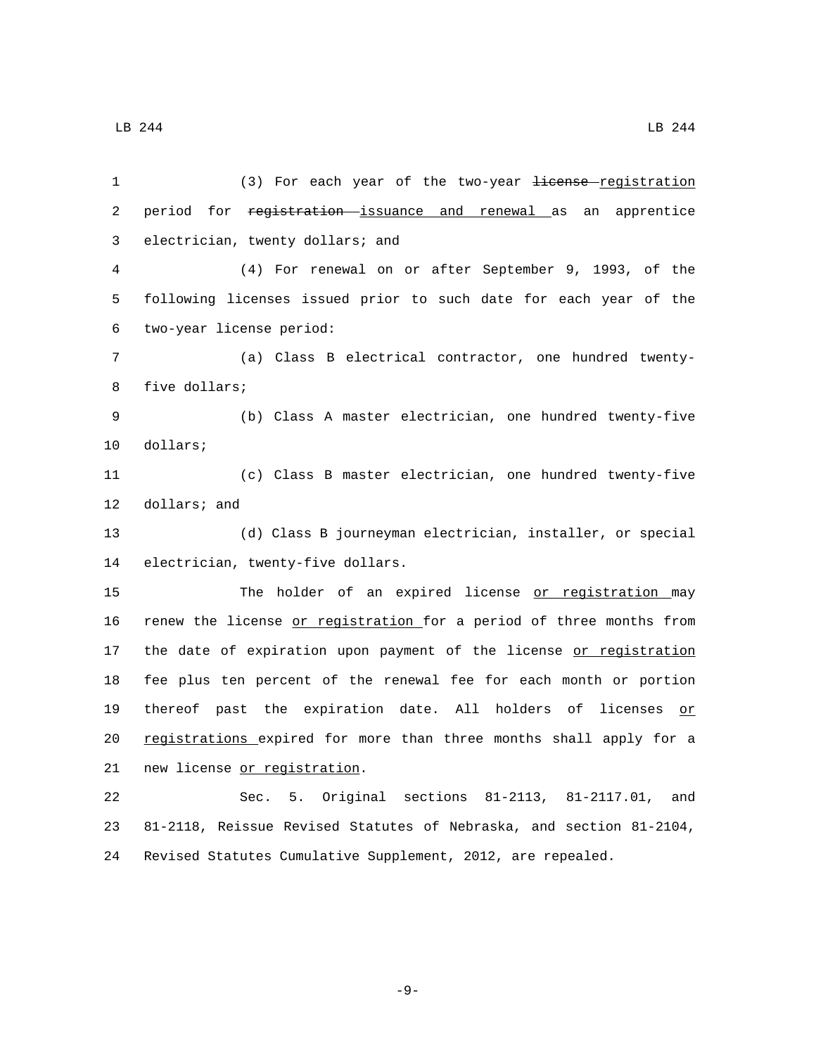(3) For each year of the two-year ~~license~~ registration period for ~~registration~~ issuance and renewal as an apprentice electrician, twenty dollars; and

(4) For renewal on or after September 9, 1993, of the following licenses issued prior to such date for each year of the two-year license period:

(a) Class B electrical contractor, one hundred twenty-five dollars;

(b) Class A master electrician, one hundred twenty-five dollars;

(c) Class B master electrician, one hundred twenty-five dollars; and

(d) Class B journeyman electrician, installer, or special electrician, twenty-five dollars.

The holder of an expired license or registration may renew the license or registration for a period of three months from the date of expiration upon payment of the license or registration fee plus ten percent of the renewal fee for each month or portion thereof past the expiration date. All holders of licenses or registrations expired for more than three months shall apply for a new license or registration.

Sec. 5. Original sections 81-2113, 81-2117.01, and 81-2118, Reissue Revised Statutes of Nebraska, and section 81-2104, Revised Statutes Cumulative Supplement, 2012, are repealed.